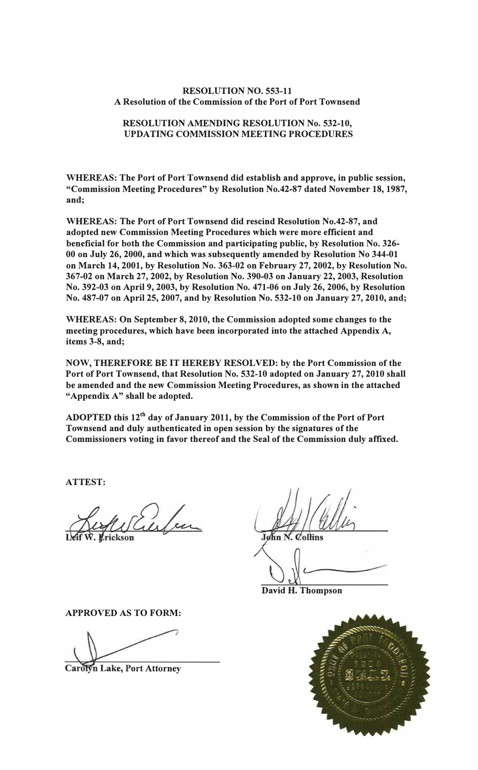**RESOLUTION NO. 553-11**
**A Resolution of the Commission of the Port of Port Townsend**

**RESOLUTION AMENDING RESOLUTION No. 532-10, UPDATING COMMISSION MEETING PROCEDURES**

**WHEREAS: The Port of Port Townsend did establish and approve, in public session, "Commission Meeting Procedures" by Resolution No.42-87 dated November 18, 1987, and;**

**WHEREAS: The Port of Port Townsend did rescind Resolution No.42-87, and adopted new Commission Meeting Procedures which were more efficient and beneficial for both the Commission and participating public, by Resolution No. 326-00 on July 26, 2000, and which was subsequently amended by Resolution No 344-01 on March 14, 2001, by Resolution No. 363-02 on February 27, 2002, by Resolution No. 367-02 on March 27, 2002, by Resolution No. 390-03 on January 22, 2003, Resolution No. 392-03 on April 9, 2003, by Resolution No. 471-06 on July 26, 2006, by Resolution No. 487-07 on April 25, 2007, and by Resolution No. 532-10 on January 27, 2010, and;**

**WHEREAS: On September 8, 2010, the Commission adopted some changes to the meeting procedures, which have been incorporated into the attached Appendix A, items 3-8, and;**

**NOW, THEREFORE BE IT HEREBY RESOLVED: by the Port Commission of the Port of Port Townsend, that Resolution No. 532-10 adopted on January 27, 2010 shall be amended and the new Commission Meeting Procedures, as shown in the attached "Appendix A" shall be adopted.**

**ADOPTED this 12th day of January 2011, by the Commission of the Port of Port Townsend and duly authenticated in open session by the signatures of the Commissioners voting in favor thereof and the Seal of the Commission duly affixed.**

**ATTEST:**

**Leif W. Erickson**

**John N. Collins**

**David H. Thompson**

**APPROVED AS TO FORM:**

**Carolyn Lake, Port Attorney**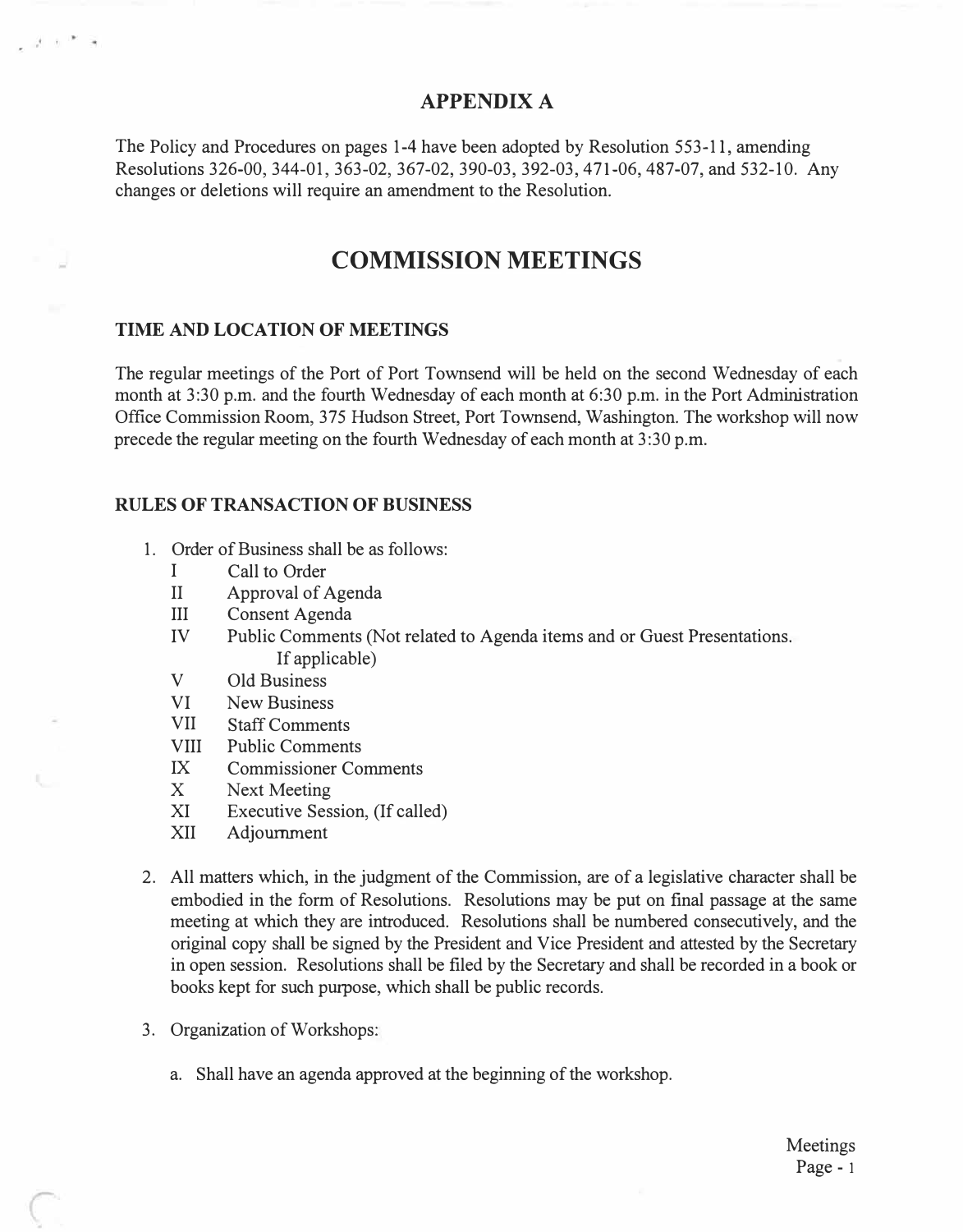## APPENDIX A

The Policy and Procedures on pages 1-4 have been adopted by Resolution 553-11, amending Resolutions 326-00, 344-01, 363-02, 367-02, 390-03, 392-03, 471-06, 487-07, and 532-10. Any changes or deletions will require an amendment to the Resolution.

# COMMISSION MEETINGS

### TIME AND LOCATION OF MEETINGS

The regular meetings of the Port of Port Townsend will be held on the second Wednesday of each month at 3:30 p.m. and the fourth Wednesday of each month at 6:30 p.m. in the Port Administration Office Commission Room, 375 Hudson Street, Port Townsend, Washington. The workshop will now precede the regular meeting on the fourth Wednesday of each month at 3:30 p.m.

### RULES OF TRANSACTION OF BUSINESS

1. Order of Business shall be as follows:
   - I Call to Order
   - II Approval of Agenda
   - III Consent Agenda
   - IV Public Comments (Not related to Agenda items and or Guest Presentations. If applicable)
   - V Old Business
   - VI New Business
   - VII Staff Comments
   - VIII Public Comments
   - IX Commissioner Comments
   - X Next Meeting
   - XI Executive Session, (If called)
   - XII Adjournment

2. All matters which, in the judgment of the Commission, are of a legislative character shall be embodied in the form of Resolutions. Resolutions may be put on final passage at the same meeting at which they are introduced. Resolutions shall be numbered consecutively, and the original copy shall be signed by the President and Vice President and attested by the Secretary in open session. Resolutions shall be filed by the Secretary and shall be recorded in a book or books kept for such purpose, which shall be public records.

3. Organization of Workshops:

   a. Shall have an agenda approved at the beginning of the workshop.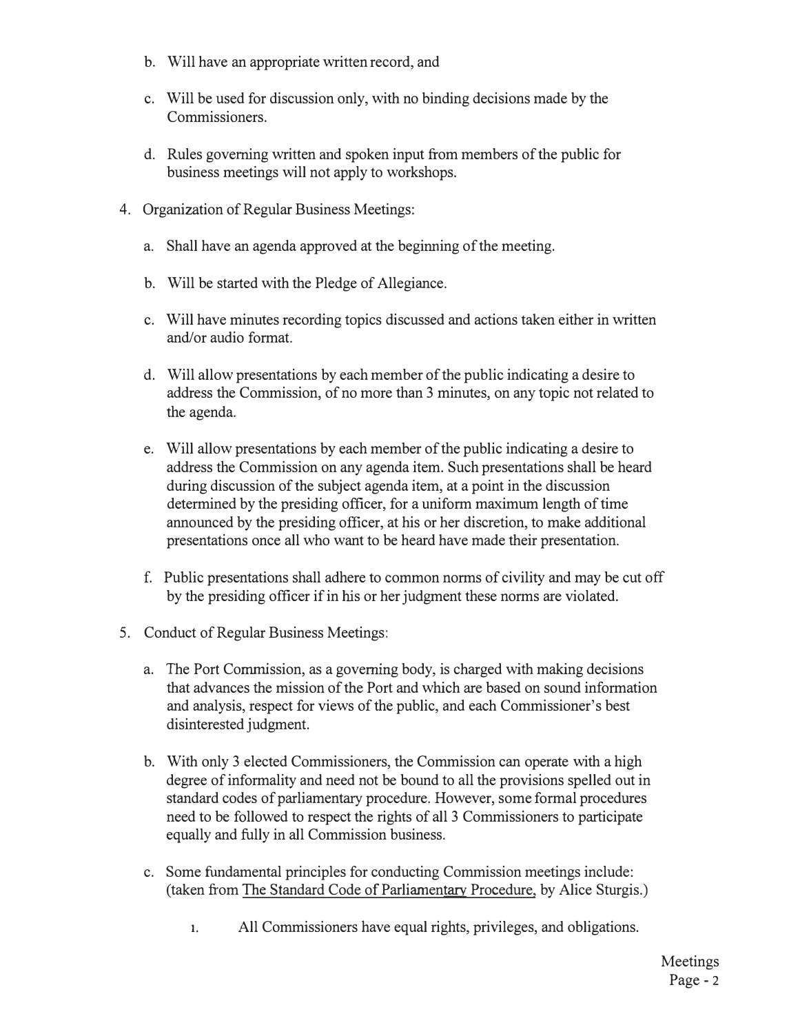b. Will have an appropriate written record, and

c. Will be used for discussion only, with no binding decisions made by the Commissioners.

d. Rules governing written and spoken input from members of the public for business meetings will not apply to workshops.

4. Organization of Regular Business Meetings:

   a. Shall have an agenda approved at the beginning of the meeting.

   b. Will be started with the Pledge of Allegiance.

   c. Will have minutes recording topics discussed and actions taken either in written and/or audio format.

   d. Will allow presentations by each member of the public indicating a desire to address the Commission, of no more than 3 minutes, on any topic not related to the agenda.

   e. Will allow presentations by each member of the public indicating a desire to address the Commission on any agenda item. Such presentations shall be heard during discussion of the subject agenda item, at a point in the discussion determined by the presiding officer, for a uniform maximum length of time announced by the presiding officer, at his or her discretion, to make additional presentations once all who want to be heard have made their presentation.

   f. Public presentations shall adhere to common norms of civility and may be cut off by the presiding officer if in his or her judgment these norms are violated.

5. Conduct of Regular Business Meetings:

   a. The Port Commission, as a governing body, is charged with making decisions that advances the mission of the Port and which are based on sound information and analysis, respect for views of the public, and each Commissioner's best disinterested judgment.

   b. With only 3 elected Commissioners, the Commission can operate with a high degree of informality and need not be bound to all the provisions spelled out in standard codes of parliamentary procedure. However, some formal procedures need to be followed to respect the rights of all 3 Commissioners to participate equally and fully in all Commission business.

   c. Some fundamental principles for conducting Commission meetings include: (taken from The Standard Code of Parliamentary Procedure, by Alice Sturgis.)

      i. All Commissioners have equal rights, privileges, and obligations.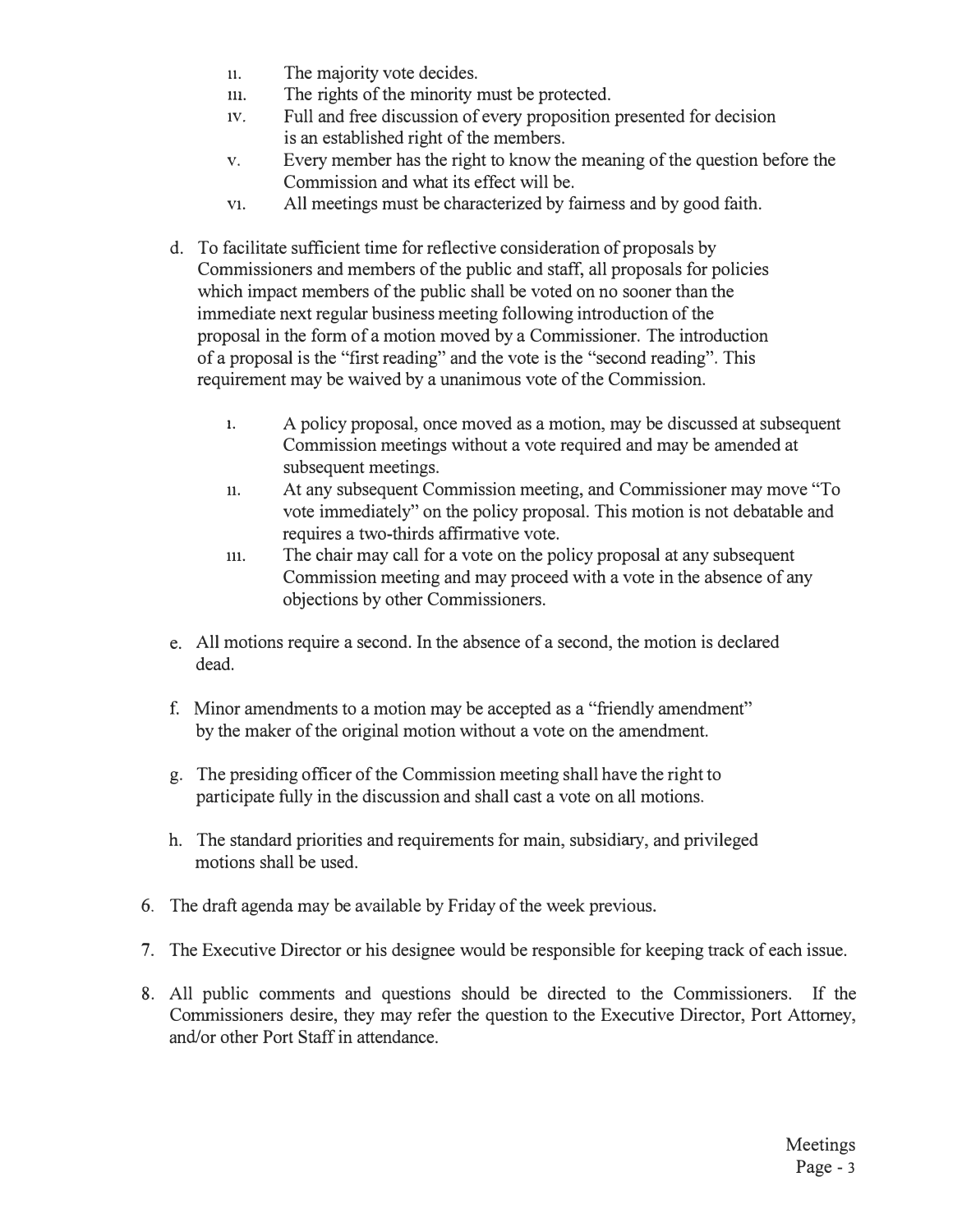ii. The majority vote decides.
  iii. The rights of the minority must be protected.
  iv. Full and free discussion of every proposition presented for decision is an established right of the members.
  v. Every member has the right to know the meaning of the question before the Commission and what its effect will be.
  vi. All meetings must be characterized by fairness and by good faith.

d. To facilitate sufficient time for reflective consideration of proposals by Commissioners and members of the public and staff, all proposals for policies which impact members of the public shall be voted on no sooner than the immediate next regular business meeting following introduction of the proposal in the form of a motion moved by a Commissioner. The introduction of a proposal is the "first reading" and the vote is the "second reading". This requirement may be waived by a unanimous vote of the Commission.

  i. A policy proposal, once moved as a motion, may be discussed at subsequent Commission meetings without a vote required and may be amended at subsequent meetings.
  ii. At any subsequent Commission meeting, and Commissioner may move "To vote immediately" on the policy proposal. This motion is not debatable and requires a two-thirds affirmative vote.
  iii. The chair may call for a vote on the policy proposal at any subsequent Commission meeting and may proceed with a vote in the absence of any objections by other Commissioners.

e. All motions require a second. In the absence of a second, the motion is declared dead.

f. Minor amendments to a motion may be accepted as a "friendly amendment" by the maker of the original motion without a vote on the amendment.

g. The presiding officer of the Commission meeting shall have the right to participate fully in the discussion and shall cast a vote on all motions.

h. The standard priorities and requirements for main, subsidiary, and privileged motions shall be used.

6. The draft agenda may be available by Friday of the week previous.

7. The Executive Director or his designee would be responsible for keeping track of each issue.

8. All public comments and questions should be directed to the Commissioners. If the Commissioners desire, they may refer the question to the Executive Director, Port Attorney, and/or other Port Staff in attendance.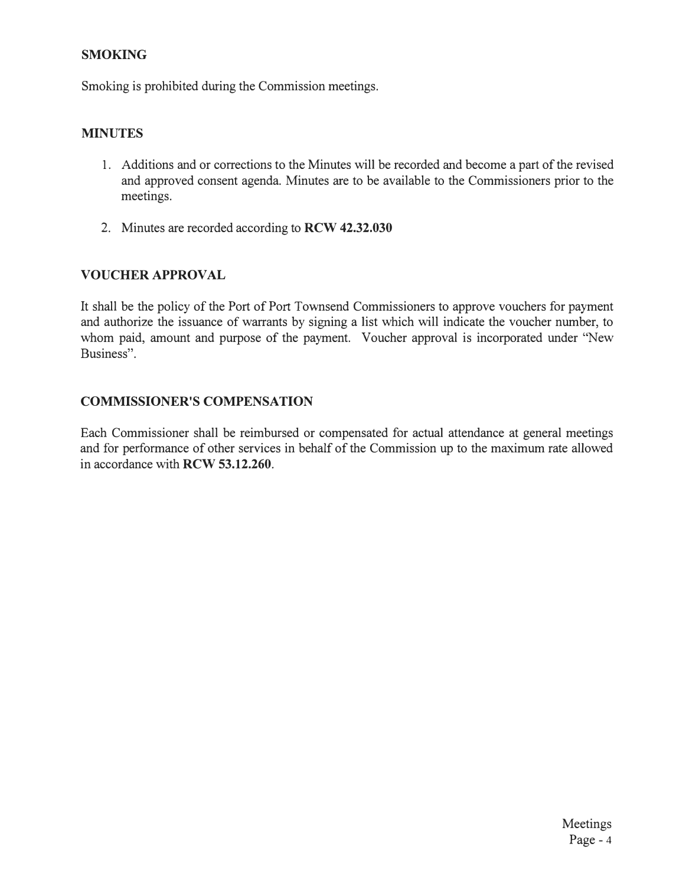## SMOKING

Smoking is prohibited during the Commission meetings.

## MINUTES

1. Additions and or corrections to the Minutes will be recorded and become a part of the revised and approved consent agenda. Minutes are to be available to the Commissioners prior to the meetings.

2. Minutes are recorded according to **RCW 42.32.030**

## VOUCHER APPROVAL

It shall be the policy of the Port of Port Townsend Commissioners to approve vouchers for payment and authorize the issuance of warrants by signing a list which will indicate the voucher number, to whom paid, amount and purpose of the payment. Voucher approval is incorporated under "New Business".

## COMMISSIONER'S COMPENSATION

Each Commissioner shall be reimbursed or compensated for actual attendance at general meetings and for performance of other services in behalf of the Commission up to the maximum rate allowed in accordance with **RCW 53.12.260**.